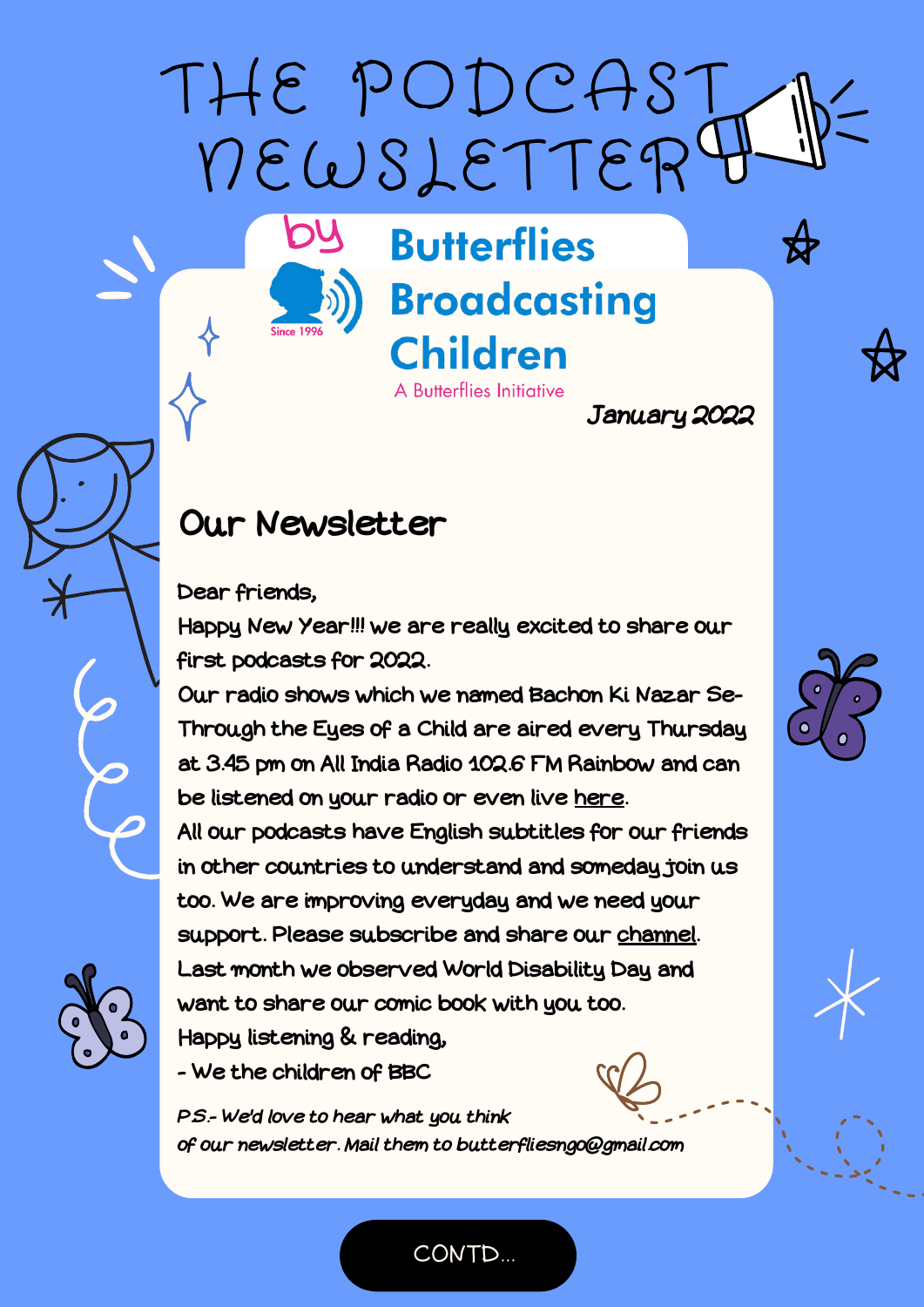# THE PODCAST NEWSLETTER

by **Butterflies Broadcasting Children**

Since 1996

A Butterflies Initiative

*January 2022*

## Our Newsletter

Dear friends,

Happy New Year!!! we are really excited to share our first podcasts for 2022.

Our radio shows which we named Bachon Ki Nazar Se- Through the Eyes of a Child are aired every Thursday at 3.45 pm on All India Radio 102.6 FM Rainbow and can be listened on your radio or even live here.

All our podcasts have English subtitles for our friends in other countries to understand and someday join us too. We are improving everyday and we need your support. Please subscribe and share our channel.

Last month we observed World Disability Day and want to share our comic book with you too.

Happy listening & reading,

- We the children of BBC

*P.S.- We'd love to hear what you think of our newsletter. Mail them to butterfliesngo@gmail.com*

CONTD...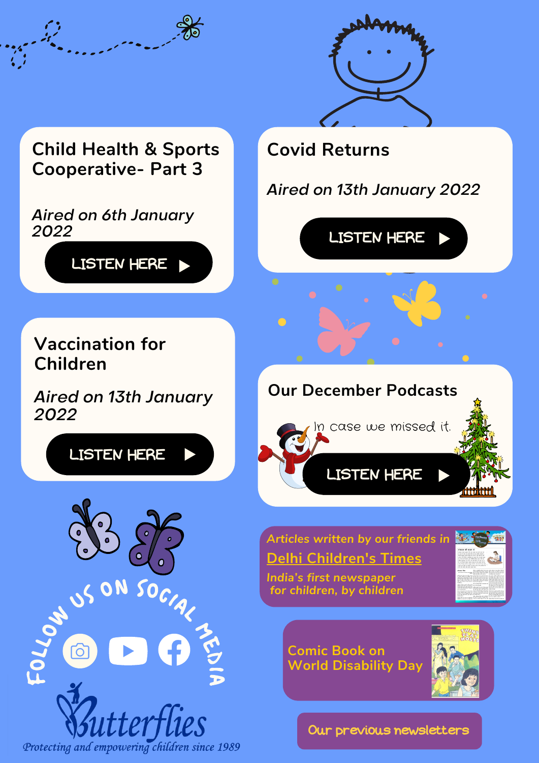## Child Health & Sports Cooperative- Part 3

*Aired on 6th January 2022*

LISTEN HERE ▶

## Covid Returns

*Aired on 13th January 2022*

LISTEN HERE ▶

## Vaccination for Children

*Aired on 13th January 2022*

LISTEN HERE ▶

## Our December Podcasts

In case we missed it.

LISTEN HERE ▶

*Articles written by our friends in*
**Delhi Children's Times**
*India's first newspaper for children, by children*

**Comic Book on World Disability Day**

**Our previous newsletters**

FOLLOW US ON SOCIAL MEDIA

Butterflies

*Protecting and empowering children since 1989*